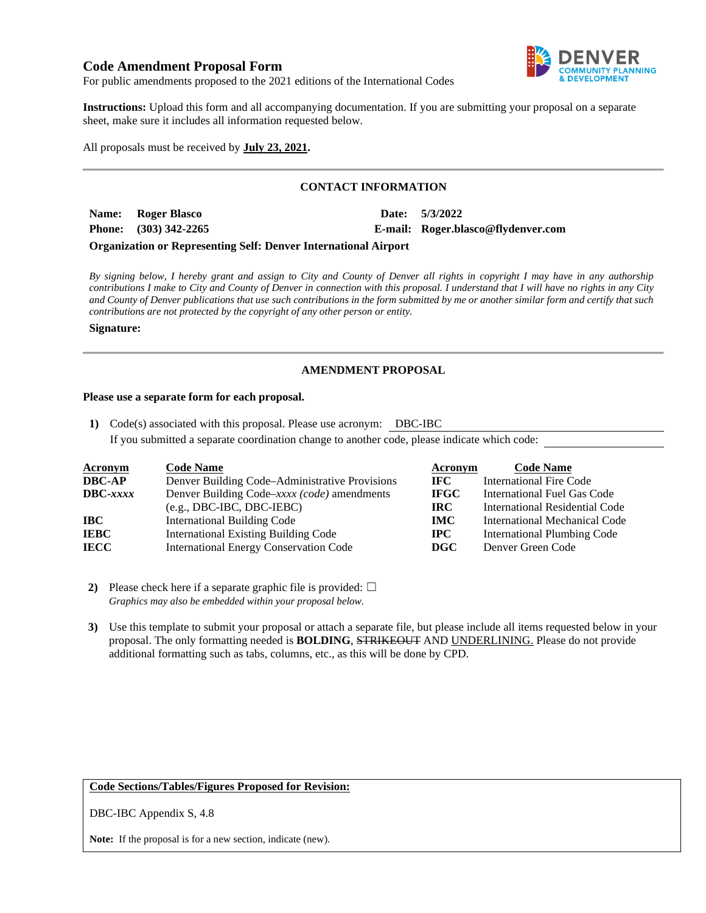# Code Amendment Proposal Form

For public amendments proposed to the 2021 editions of the International Codes

**Instructions:** Upload this form and all accompanying documentation. If you are submitting your proposal on a separate sheet, make sure it includes all information requested below.

All proposals must be received by **July 23, 2021.**

---

## CONTACT INFORMATION

**Name:** **Roger Blasco** **Date:** **5/3/2022**

**Phone:** **(303) 342-2265** **E-mail:** **Roger.blasco@flydenver.com**

**Organization or Representing Self: Denver International Airport**

*By signing below, I hereby grant and assign to City and County of Denver all rights in copyright I may have in any authorship contributions I make to City and County of Denver in connection with this proposal. I understand that I will have no rights in any City and County of Denver publications that use such contributions in the form submitted by me or another similar form and certify that such contributions are not protected by the copyright of any other person or entity.*

**Signature:**

---

## AMENDMENT PROPOSAL

**Please use a separate form for each proposal.**

1) Code(s) associated with this proposal. Please use acronym: DBC-IBC

   If you submitted a separate coordination change to another code, please indicate which code:

| Acronym | Code Name | Acronym | Code Name |
|---|---|---|---|
| **DBC-AP** | Denver Building Code–Administrative Provisions | **IFC** | International Fire Code |
| **DBC-*xxxx*** | Denver Building Code–*xxxx (code)* amendments (e.g., DBC-IBC, DBC-IEBC) | **IFGC** | International Fuel Gas Code |
| | | **IRC** | International Residential Code |
| **IBC** | International Building Code | **IMC** | International Mechanical Code |
| **IEBC** | International Existing Building Code | **IPC** | International Plumbing Code |
| **IECC** | International Energy Conservation Code | **DGC** | Denver Green Code |

2) Please check here if a separate graphic file is provided: ☐

   *Graphics may also be embedded within your proposal below.*

3) Use this template to submit your proposal or attach a separate file, but please include all items requested below in your proposal. The only formatting needed is **BOLDING**, ~~STRIKEOUT~~ AND <u>UNDERLINING.</u> Please do not provide additional formatting such as tabs, columns, etc., as this will be done by CPD.

**Code Sections/Tables/Figures Proposed for Revision:**

DBC-IBC Appendix S, 4.8

**Note:** If the proposal is for a new section, indicate (new).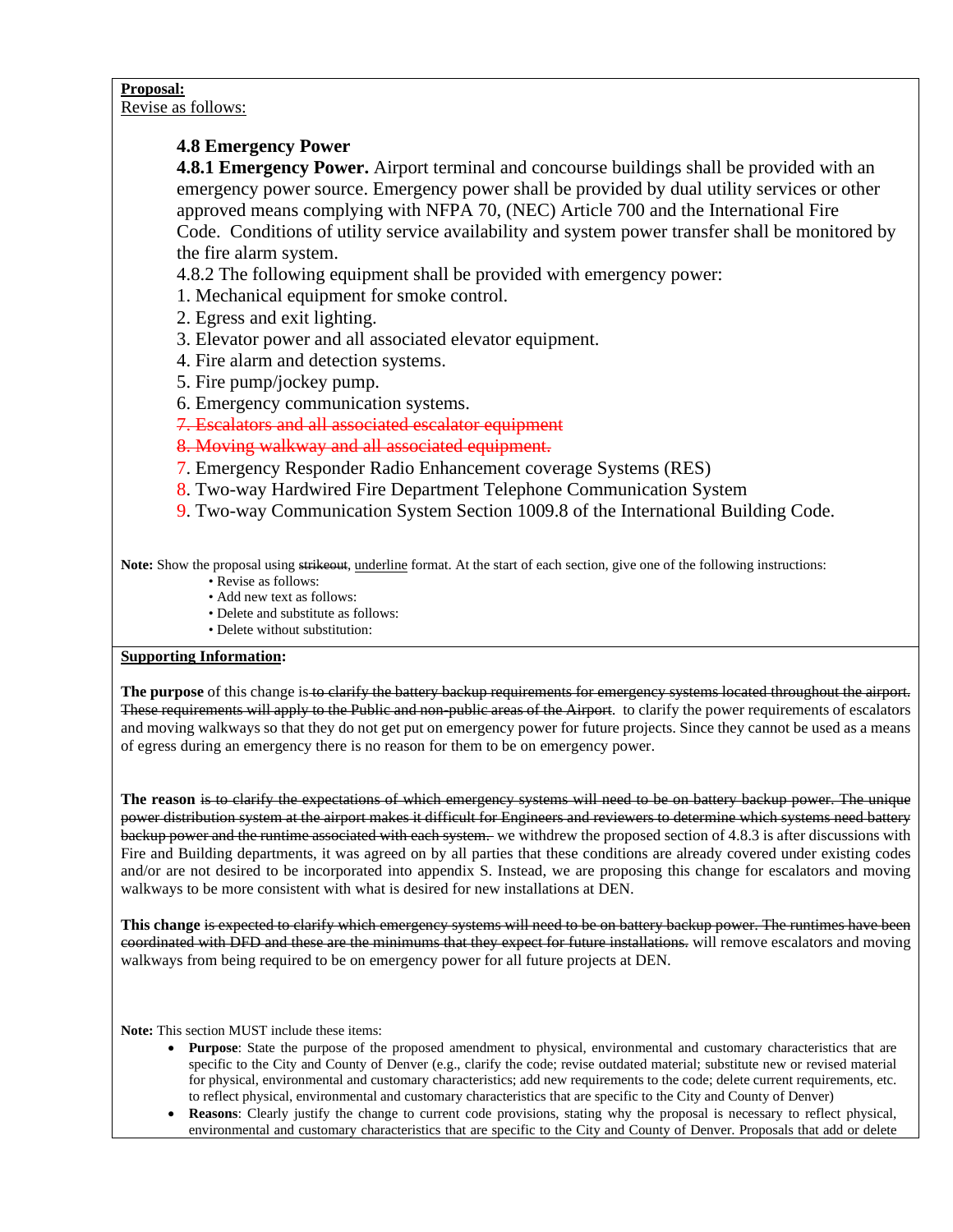**Proposal:**
Revise as follows:

### 4.8 Emergency Power

**4.8.1 Emergency Power.** Airport terminal and concourse buildings shall be provided with an emergency power source. Emergency power shall be provided by dual utility services or other approved means complying with NFPA 70, (NEC) Article 700 and the International Fire Code. Conditions of utility service availability and system power transfer shall be monitored by the fire alarm system.

4.8.2 The following equipment shall be provided with emergency power:

1. Mechanical equipment for smoke control.
2. Egress and exit lighting.
3. Elevator power and all associated elevator equipment.
4. Fire alarm and detection systems.
5. Fire pump/jockey pump.
6. Emergency communication systems.
7. ~~Escalators and all associated escalator equipment~~
8. ~~Moving walkway and all associated equipment.~~

7. Emergency Responder Radio Enhancement coverage Systems (RES)
8. Two-way Hardwired Fire Department Telephone Communication System
9. Two-way Communication System Section 1009.8 of the International Building Code.

**Note:** Show the proposal using ~~strikeout~~, <u>underline</u> format. At the start of each section, give one of the following instructions:

- Revise as follows:
- Add new text as follows:
- Delete and substitute as follows:
- Delete without substitution:

**<u>Supporting Information</u>:**

**The purpose** of this change is ~~to clarify the battery backup requirements for emergency systems located throughout the airport. These requirements will apply to the Public and non-public areas of the Airport~~. to clarify the power requirements of escalators and moving walkways so that they do not get put on emergency power for future projects. Since they cannot be used as a means of egress during an emergency there is no reason for them to be on emergency power.

**The reason** ~~is to clarify the expectations of which emergency systems will need to be on battery backup power. The unique power distribution system at the airport makes it difficult for Engineers and reviewers to determine which systems need battery backup power and the runtime associated with each system.~~ we withdrew the proposed section of 4.8.3 is after discussions with Fire and Building departments, it was agreed on by all parties that these conditions are already covered under existing codes and/or are not desired to be incorporated into appendix S. Instead, we are proposing this change for escalators and moving walkways to be more consistent with what is desired for new installations at DEN.

**This change** ~~is expected to clarify which emergency systems will need to be on battery backup power. The runtimes have been coordinated with DFD and these are the minimums that they expect for future installations.~~ will remove escalators and moving walkways from being required to be on emergency power for all future projects at DEN.

**Note:** This section MUST include these items:

- **Purpose**: State the purpose of the proposed amendment to physical, environmental and customary characteristics that are specific to the City and County of Denver (e.g., clarify the code; revise outdated material; substitute new or revised material for physical, environmental and customary characteristics; add new requirements to the code; delete current requirements, etc. to reflect physical, environmental and customary characteristics that are specific to the City and County of Denver)
- **Reasons**: Clearly justify the change to current code provisions, stating why the proposal is necessary to reflect physical, environmental and customary characteristics that are specific to the City and County of Denver. Proposals that add or delete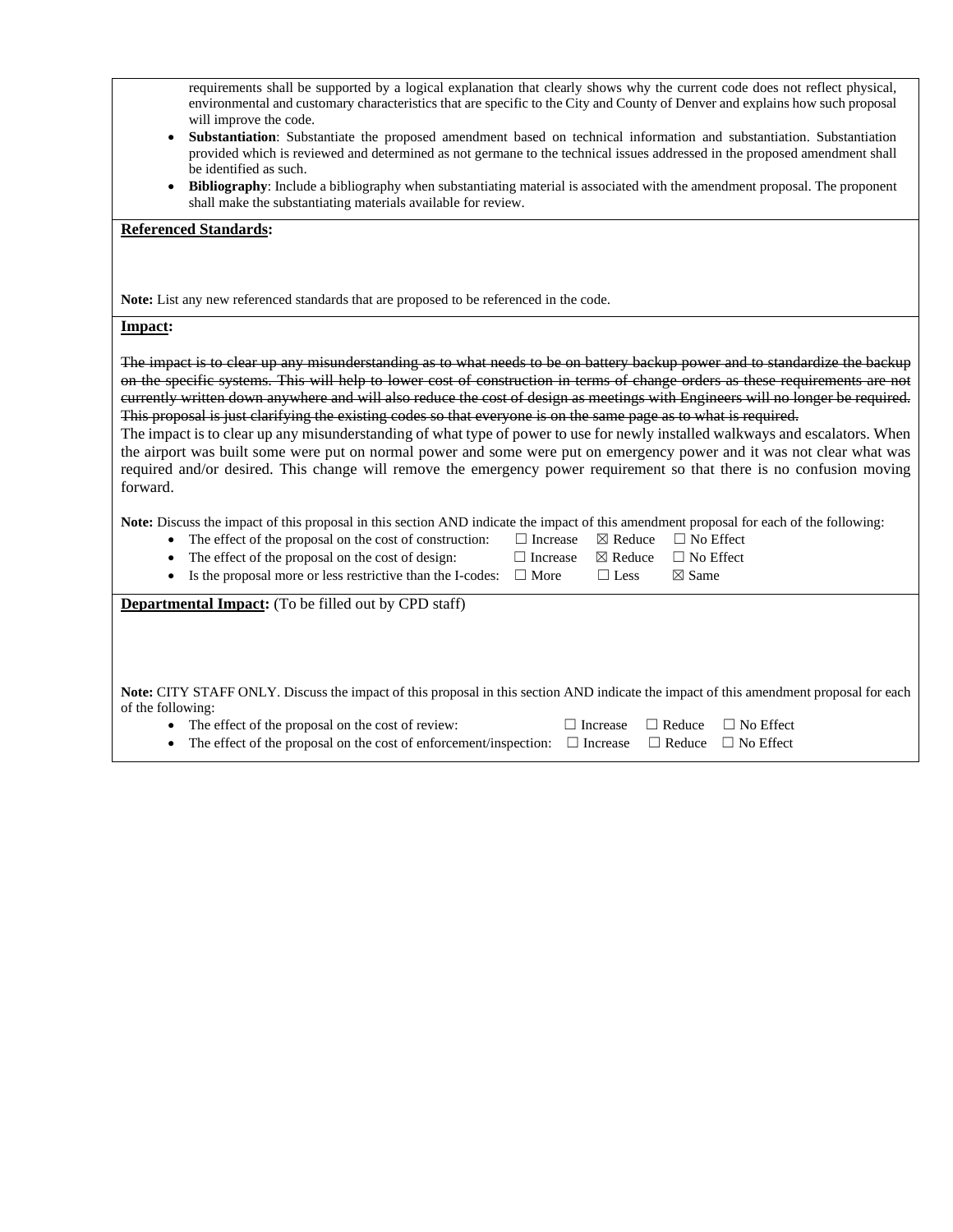requirements shall be supported by a logical explanation that clearly shows why the current code does not reflect physical, environmental and customary characteristics that are specific to the City and County of Denver and explains how such proposal will improve the code.

- **Substantiation**: Substantiate the proposed amendment based on technical information and substantiation. Substantiation provided which is reviewed and determined as not germane to the technical issues addressed in the proposed amendment shall be identified as such.
- **Bibliography**: Include a bibliography when substantiating material is associated with the amendment proposal. The proponent shall make the substantiating materials available for review.

**Referenced Standards:**

**Note:** List any new referenced standards that are proposed to be referenced in the code.

**Impact:**

~~The impact is to clear up any misunderstanding as to what needs to be on battery backup power and to standardize the backup on the specific systems. This will help to lower cost of construction in terms of change orders as these requirements are not currently written down anywhere and will also reduce the cost of design as meetings with Engineers will no longer be required. This proposal is just clarifying the existing codes so that everyone is on the same page as to what is required.~~

The impact is to clear up any misunderstanding of what type of power to use for newly installed walkways and escalators. When the airport was built some were put on normal power and some were put on emergency power and it was not clear what was required and/or desired. This change will remove the emergency power requirement so that there is no confusion moving forward.

**Note:** Discuss the impact of this proposal in this section AND indicate the impact of this amendment proposal for each of the following:

- The effect of the proposal on the cost of construction: ☐ Increase ☒ Reduce ☐ No Effect
- The effect of the proposal on the cost of design: ☐ Increase ☒ Reduce ☐ No Effect
- Is the proposal more or less restrictive than the I-codes: ☐ More ☐ Less ☒ Same

**Departmental Impact:** (To be filled out by CPD staff)

**Note:** CITY STAFF ONLY. Discuss the impact of this proposal in this section AND indicate the impact of this amendment proposal for each of the following:

- The effect of the proposal on the cost of review: ☐ Increase ☐ Reduce ☐ No Effect
- The effect of the proposal on the cost of enforcement/inspection: ☐ Increase ☐ Reduce ☐ No Effect